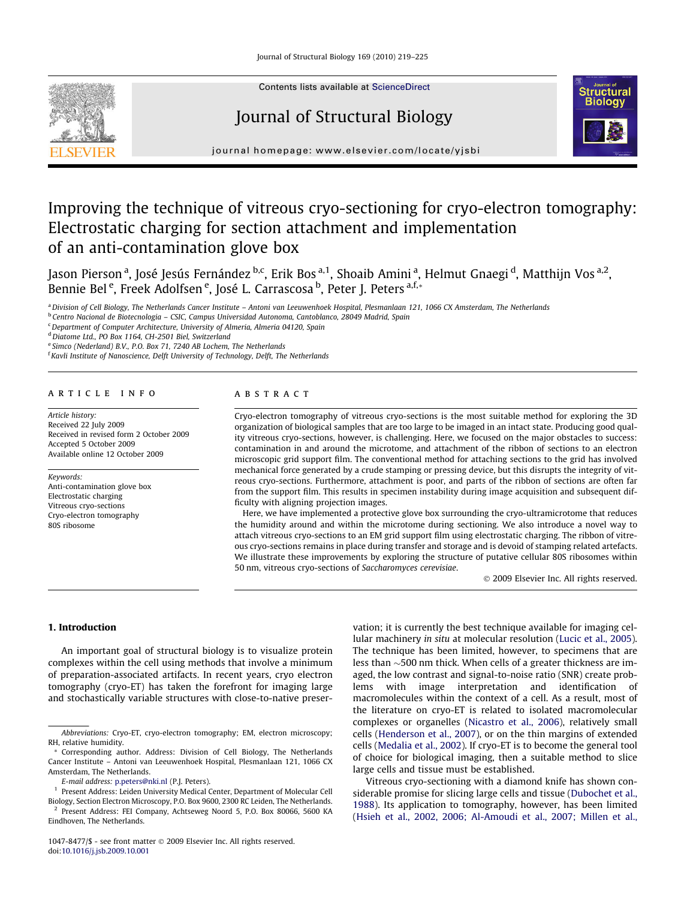Contents lists available at ScienceDirect

# Journal of Structural Biology

journal homepage: www.elsevier.com/locate/yjsbi

# Improving the technique of vitreous cryo-sectioning for cryo-electron tomography: Electrostatic charging for section attachment and implementation of an anti-contamination glove box

Jason Pierson [a], José Jesús Fernández [b,c], Erik Bos [a,1], Shoaib Amini [a], Helmut Gnaegi [d], Matthijn Vos [a,2], Bennie Bel [e], Freek Adolfsen [e], José L. Carrascosa [b], Peter J. Peters [a,f,*]

[a] Division of Cell Biology, The Netherlands Cancer Institute – Antoni van Leeuwenhoek Hospital, Plesmanlaan 121, 1066 CX Amsterdam, The Netherlands
[b] Centro Nacional de Biotecnologia – CSIC, Campus Universidad Autonoma, Cantoblanco, 28049 Madrid, Spain
[c] Department of Computer Architecture, University of Almeria, Almeria 04120, Spain
[d] Diatome Ltd., PO Box 1164, CH-2501 Biel, Switzerland
[e] Simco (Nederland) B.V., P.O. Box 71, 7240 AB Lochem, The Netherlands
[f] Kavli Institute of Nanoscience, Delft University of Technology, Delft, The Netherlands

## Article info

*Article history:*
Received 22 July 2009
Received in revised form 2 October 2009
Accepted 5 October 2009
Available online 12 October 2009

*Keywords:*
Anti-contamination glove box
Electrostatic charging
Vitreous cryo-sections
Cryo-electron tomography
80S ribosome

## Abstract

Cryo-electron tomography of vitreous cryo-sections is the most suitable method for exploring the 3D organization of biological samples that are too large to be imaged in an intact state. Producing good quality vitreous cryo-sections, however, is challenging. Here, we focused on the major obstacles to success: contamination in and around the microtome, and attachment of the ribbon of sections to an electron microscopic grid support film. The conventional method for attaching sections to the grid has involved mechanical force generated by a crude stamping or pressing device, but this disrupts the integrity of vitreous cryo-sections. Furthermore, attachment is poor, and parts of the ribbon of sections are often far from the support film. This results in specimen instability during image acquisition and subsequent difficulty with aligning projection images.

Here, we have implemented a protective glove box surrounding the cryo-ultramicrotome that reduces the humidity around and within the microtome during sectioning. We also introduce a novel way to attach vitreous cryo-sections to an EM grid support film using electrostatic charging. The ribbon of vitreous cryo-sections remains in place during transfer and storage and is devoid of stamping related artefacts. We illustrate these improvements by exploring the structure of putative cellular 80S ribosomes within 50 nm, vitreous cryo-sections of *Saccharomyces cerevisiae*.

© 2009 Elsevier Inc. All rights reserved.

## 1. Introduction

An important goal of structural biology is to visualize protein complexes within the cell using methods that involve a minimum of preparation-associated artifacts. In recent years, cryo electron tomography (cryo-ET) has taken the forefront for imaging large and stochastically variable structures with close-to-native preservation; it is currently the best technique available for imaging cellular machinery *in situ* at molecular resolution (Lucic et al., 2005). The technique has been limited, however, to specimens that are less than ~500 nm thick. When cells of a greater thickness are imaged, the low contrast and signal-to-noise ratio (SNR) create problems with image interpretation and identification of macromolecules within the context of a cell. As a result, most of the literature on cryo-ET is related to isolated macromolecular complexes or organelles (Nicastro et al., 2006), relatively small cells (Henderson et al., 2007), or on the thin margins of extended cells (Medalia et al., 2002). If cryo-ET is to become the general tool of choice for biological imaging, then a suitable method to slice large cells and tissue must be established.

Vitreous cryo-sectioning with a diamond knife has shown considerable promise for slicing large cells and tissue (Dubochet et al., 1988). Its application to tomography, however, has been limited (Hsieh et al., 2002, 2006; Al-Amoudi et al., 2007; Millen et al.,

---

*Abbreviations:* Cryo-ET, cryo-electron tomography; EM, electron microscopy; RH, relative humidity.

\* Corresponding author. Address: Division of Cell Biology, The Netherlands Cancer Institute – Antoni van Leeuwenhoek Hospital, Plesmanlaan 121, 1066 CX Amsterdam, The Netherlands.

*E-mail address:* p.peters@nki.nl (P.J. Peters).

[1] Present Address: Leiden University Medical Center, Department of Molecular Cell Biology, Section Electron Microscopy, P.O. Box 9600, 2300 RC Leiden, The Netherlands.

[2] Present Address: FEI Company, Achtseweg Noord 5, P.O. Box 80066, 5600 KA Eindhoven, The Netherlands.

1047-8477/$ - see front matter © 2009 Elsevier Inc. All rights reserved.
doi:10.1016/j.jsb.2009.10.001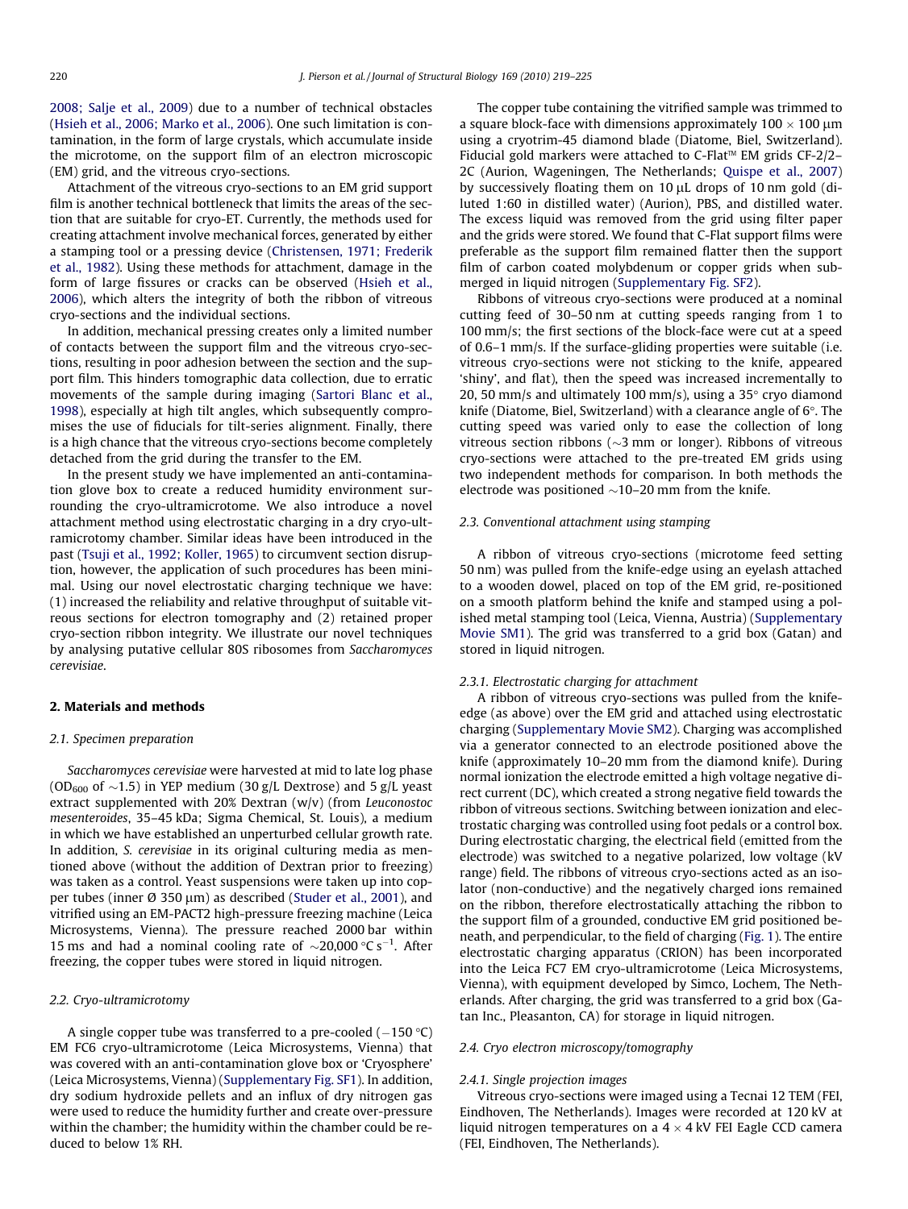2008; Salje et al., 2009) due to a number of technical obstacles (Hsieh et al., 2006; Marko et al., 2006). One such limitation is contamination, in the form of large crystals, which accumulate inside the microtome, on the support film of an electron microscopic (EM) grid, and the vitreous cryo-sections.

Attachment of the vitreous cryo-sections to an EM grid support film is another technical bottleneck that limits the areas of the section that are suitable for cryo-ET. Currently, the methods used for creating attachment involve mechanical forces, generated by either a stamping tool or a pressing device (Christensen, 1971; Frederik et al., 1982). Using these methods for attachment, damage in the form of large fissures or cracks can be observed (Hsieh et al., 2006), which alters the integrity of both the ribbon of vitreous cryo-sections and the individual sections.

In addition, mechanical pressing creates only a limited number of contacts between the support film and the vitreous cryo-sections, resulting in poor adhesion between the section and the support film. This hinders tomographic data collection, due to erratic movements of the sample during imaging (Sartori Blanc et al., 1998), especially at high tilt angles, which subsequently compromises the use of fiducials for tilt-series alignment. Finally, there is a high chance that the vitreous cryo-sections become completely detached from the grid during the transfer to the EM.

In the present study we have implemented an anti-contamination glove box to create a reduced humidity environment surrounding the cryo-ultramicrotome. We also introduce a novel attachment method using electrostatic charging in a dry cryo-ultramicrotomy chamber. Similar ideas have been introduced in the past (Tsuji et al., 1992; Koller, 1965) to circumvent section disruption, however, the application of such procedures has been minimal. Using our novel electrostatic charging technique we have: (1) increased the reliability and relative throughput of suitable vitreous sections for electron tomography and (2) retained proper cryo-section ribbon integrity. We illustrate our novel techniques by analysing putative cellular 80S ribosomes from *Saccharomyces cerevisiae*.

## 2. Materials and methods

### 2.1. Specimen preparation

*Saccharomyces cerevisiae* were harvested at mid to late log phase ($OD_{600}$ of ~1.5) in YEP medium (30 g/L Dextrose) and 5 g/L yeast extract supplemented with 20% Dextran (w/v) (from *Leuconostoc mesenteroides*, 35–45 kDa; Sigma Chemical, St. Louis), a medium in which we have established an unperturbed cellular growth rate. In addition, *S. cerevisiae* in its original culturing media as mentioned above (without the addition of Dextran prior to freezing) was taken as a control. Yeast suspensions were taken up into copper tubes (inner Ø 350 μm) as described (Studer et al., 2001), and vitrified using an EM-PACT2 high-pressure freezing machine (Leica Microsystems, Vienna). The pressure reached 2000 bar within 15 ms and had a nominal cooling rate of ~20,000 °C $s^{-1}$. After freezing, the copper tubes were stored in liquid nitrogen.

### 2.2. Cryo-ultramicrotomy

A single copper tube was transferred to a pre-cooled (−150 °C) EM FC6 cryo-ultramicrotome (Leica Microsystems, Vienna) that was covered with an anti-contamination glove box or 'Cryosphere' (Leica Microsystems, Vienna) (Supplementary Fig. SF1). In addition, dry sodium hydroxide pellets and an influx of dry nitrogen gas were used to reduce the humidity further and create over-pressure within the chamber; the humidity within the chamber could be reduced to below 1% RH.

The copper tube containing the vitrified sample was trimmed to a square block-face with dimensions approximately 100 × 100 μm using a cryotrim-45 diamond blade (Diatome, Biel, Switzerland). Fiducial gold markers were attached to C-Flat™ EM grids CF-2/2–2C (Aurion, Wageningen, The Netherlands; Quispe et al., 2007) by successively floating them on 10 μL drops of 10 nm gold (diluted 1:60 in distilled water) (Aurion), PBS, and distilled water. The excess liquid was removed from the grid using filter paper and the grids were stored. We found that C-Flat support films were preferable as the support film remained flatter then the support film of carbon coated molybdenum or copper grids when submerged in liquid nitrogen (Supplementary Fig. SF2).

Ribbons of vitreous cryo-sections were produced at a nominal cutting feed of 30–50 nm at cutting speeds ranging from 1 to 100 mm/s; the first sections of the block-face were cut at a speed of 0.6–1 mm/s. If the surface-gliding properties were suitable (i.e. vitreous cryo-sections were not sticking to the knife, appeared 'shiny', and flat), then the speed was increased incrementally to 20, 50 mm/s and ultimately 100 mm/s), using a 35° cryo diamond knife (Diatome, Biel, Switzerland) with a clearance angle of 6°. The cutting speed was varied only to ease the collection of long vitreous section ribbons (~3 mm or longer). Ribbons of vitreous cryo-sections were attached to the pre-treated EM grids using two independent methods for comparison. In both methods the electrode was positioned ~10–20 mm from the knife.

### 2.3. Conventional attachment using stamping

A ribbon of vitreous cryo-sections (microtome feed setting 50 nm) was pulled from the knife-edge using an eyelash attached to a wooden dowel, placed on top of the EM grid, re-positioned on a smooth metal platform behind the knife and stamped using a polished metal stamping tool (Leica, Vienna, Austria) (Supplementary Movie SM1). The grid was transferred to a grid box (Gatan) and stored in liquid nitrogen.

#### 2.3.1. Electrostatic charging for attachment

A ribbon of vitreous cryo-sections was pulled from the knife-edge (as above) over the EM grid and attached using electrostatic charging (Supplementary Movie SM2). Charging was accomplished via a generator connected to an electrode positioned above the knife (approximately 10–20 mm from the diamond knife). During normal ionization the electrode emitted a high voltage negative direct current (DC), which created a strong negative field towards the ribbon of vitreous sections. Switching between ionization and electrostatic charging was controlled using foot pedals or a control box. During electrostatic charging, the electrical field (emitted from the electrode) was switched to a negative polarized, low voltage (kV range) field. The ribbons of vitreous cryo-sections acted as an isolator (non-conductive) and the negatively charged ions remained on the ribbon, therefore electrostatically attaching the ribbon to the support film of a grounded, conductive EM grid positioned beneath, and perpendicular, to the field of charging (Fig. 1). The entire electrostatic charging apparatus (CRION) has been incorporated into the Leica FC7 EM cryo-ultramicrotome (Leica Microsystems, Vienna), with equipment developed by Simco, Lochem, The Netherlands. After charging, the grid was transferred to a grid box (Gatan Inc., Pleasanton, CA) for storage in liquid nitrogen.

### 2.4. Cryo electron microscopy/tomography

#### 2.4.1. Single projection images

Vitreous cryo-sections were imaged using a Tecnai 12 TEM (FEI, Eindhoven, The Netherlands). Images were recorded at 120 kV at liquid nitrogen temperatures on a 4 × 4 kV FEI Eagle CCD camera (FEI, Eindhoven, The Netherlands).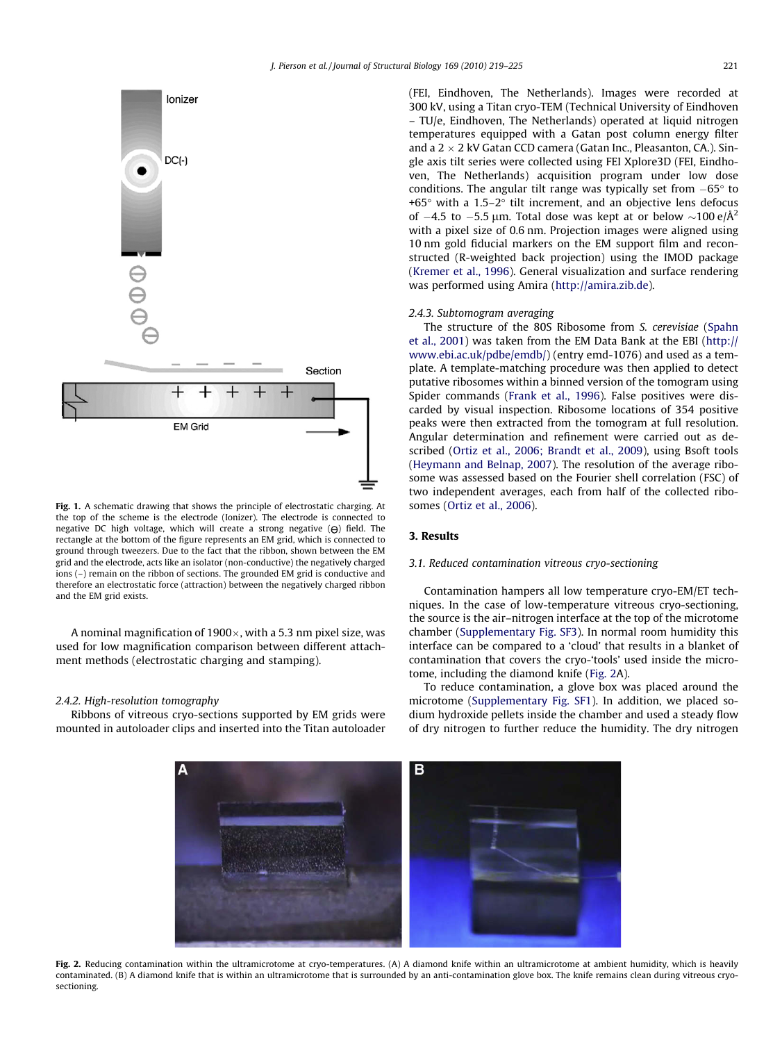Fig. 1. A schematic drawing that shows the principle of electrostatic charging. At the top of the scheme is the electrode (Ionizer). The electrode is connected to negative DC high voltage, which will create a strong negative (⊖) field. The rectangle at the bottom of the figure represents an EM grid, which is connected to ground through tweezers. Due to the fact that the ribbon, shown between the EM grid and the electrode, acts like an isolator (non-conductive) the negatively charged ions (–) remain on the ribbon of sections. The grounded EM grid is conductive and therefore an electrostatic force (attraction) between the negatively charged ribbon and the EM grid exists.

A nominal magnification of 1900×, with a 5.3 nm pixel size, was used for low magnification comparison between different attachment methods (electrostatic charging and stamping).

#### 2.4.2. High-resolution tomography

Ribbons of vitreous cryo-sections supported by EM grids were mounted in autoloader clips and inserted into the Titan autoloader (FEI, Eindhoven, The Netherlands). Images were recorded at 300 kV, using a Titan cryo-TEM (Technical University of Eindhoven – TU/e, Eindhoven, The Netherlands) operated at liquid nitrogen temperatures equipped with a Gatan post column energy filter and a 2 × 2 kV Gatan CCD camera (Gatan Inc., Pleasanton, CA.). Single axis tilt series were collected using FEI Xplore3D (FEI, Eindhoven, The Netherlands) acquisition program under low dose conditions. The angular tilt range was typically set from −65° to +65° with a 1.5–2° tilt increment, and an objective lens defocus of −4.5 to −5.5 μm. Total dose was kept at or below ~100 e/Å$^2$ with a pixel size of 0.6 nm. Projection images were aligned using 10 nm gold fiducial markers on the EM support film and reconstructed (R-weighted back projection) using the IMOD package (Kremer et al., 1996). General visualization and surface rendering was performed using Amira (http://amira.zib.de).

#### 2.4.3. Subtomogram averaging

The structure of the 80S Ribosome from *S. cerevisiae* (Spahn et al., 2001) was taken from the EM Data Bank at the EBI (http://www.ebi.ac.uk/pdbe/emdb/) (entry emd-1076) and used as a template. A template-matching procedure was then applied to detect putative ribosomes within a binned version of the tomogram using Spider commands (Frank et al., 1996). False positives were discarded by visual inspection. Ribosome locations of 354 positive peaks were then extracted from the tomogram at full resolution. Angular determination and refinement were carried out as described (Ortiz et al., 2006; Brandt et al., 2009), using Bsoft tools (Heymann and Belnap, 2007). The resolution of the average ribosome was assessed based on the Fourier shell correlation (FSC) of two independent averages, each from half of the collected ribosomes (Ortiz et al., 2006).

## 3. Results

### 3.1. Reduced contamination vitreous cryo-sectioning

Contamination hampers all low temperature cryo-EM/ET techniques. In the case of low-temperature vitreous cryo-sectioning, the source is the air–nitrogen interface at the top of the microtome chamber (Supplementary Fig. SF3). In normal room humidity this interface can be compared to a 'cloud' that results in a blanket of contamination that covers the cryo-'tools' used inside the microtome, including the diamond knife (Fig. 2A).

To reduce contamination, a glove box was placed around the microtome (Supplementary Fig. SF1). In addition, we placed sodium hydroxide pellets inside the chamber and used a steady flow of dry nitrogen to further reduce the humidity. The dry nitrogen

Fig. 2. Reducing contamination within the ultramicrotome at cryo-temperatures. (A) A diamond knife within an ultramicrotome at ambient humidity, which is heavily contaminated. (B) A diamond knife that is within an ultramicrotome that is surrounded by an anti-contamination glove box. The knife remains clean during vitreous cryo-sectioning.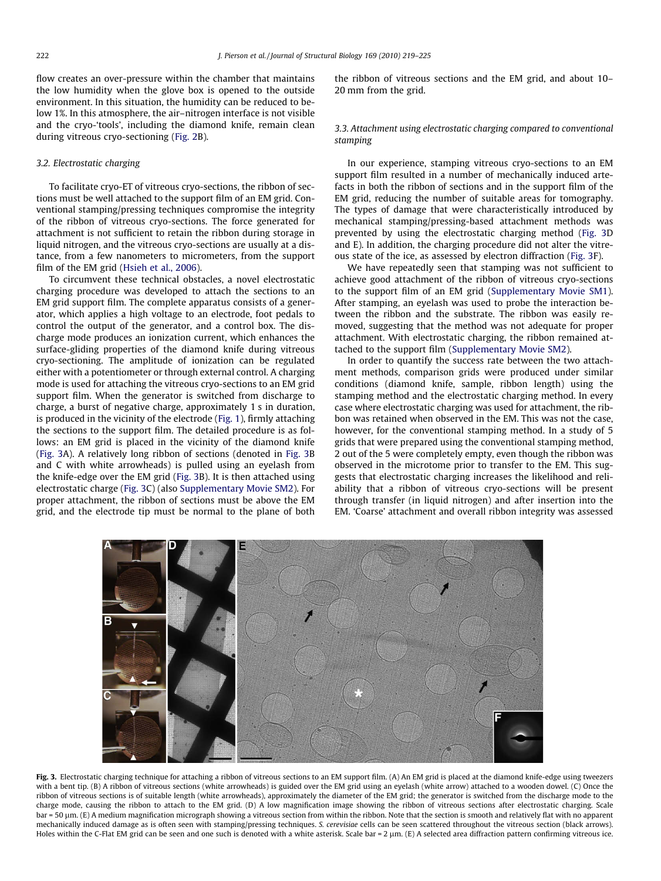flow creates an over-pressure within the chamber that maintains the low humidity when the glove box is opened to the outside environment. In this situation, the humidity can be reduced to below 1%. In this atmosphere, the air–nitrogen interface is not visible and the cryo-'tools', including the diamond knife, remain clean during vitreous cryo-sectioning (Fig. 2B).

### 3.2. Electrostatic charging

To facilitate cryo-ET of vitreous cryo-sections, the ribbon of sections must be well attached to the support film of an EM grid. Conventional stamping/pressing techniques compromise the integrity of the ribbon of vitreous cryo-sections. The force generated for attachment is not sufficient to retain the ribbon during storage in liquid nitrogen, and the vitreous cryo-sections are usually at a distance, from a few nanometers to micrometers, from the support film of the EM grid (Hsieh et al., 2006).

To circumvent these technical obstacles, a novel electrostatic charging procedure was developed to attach the sections to an EM grid support film. The complete apparatus consists of a generator, which applies a high voltage to an electrode, foot pedals to control the output of the generator, and a control box. The discharge mode produces an ionization current, which enhances the surface-gliding properties of the diamond knife during vitreous cryo-sectioning. The amplitude of ionization can be regulated either with a potentiometer or through external control. A charging mode is used for attaching the vitreous cryo-sections to an EM grid support film. When the generator is switched from discharge to charge, a burst of negative charge, approximately 1 s in duration, is produced in the vicinity of the electrode (Fig. 1), firmly attaching the sections to the support film. The detailed procedure is as follows: an EM grid is placed in the vicinity of the diamond knife (Fig. 3A). A relatively long ribbon of sections (denoted in Fig. 3B and C with white arrowheads) is pulled using an eyelash from the knife-edge over the EM grid (Fig. 3B). It is then attached using electrostatic charge (Fig. 3C) (also Supplementary Movie SM2). For proper attachment, the ribbon of sections must be above the EM grid, and the electrode tip must be normal to the plane of both the ribbon of vitreous sections and the EM grid, and about 10–20 mm from the grid.

### 3.3. Attachment using electrostatic charging compared to conventional stamping

In our experience, stamping vitreous cryo-sections to an EM support film resulted in a number of mechanically induced artefacts in both the ribbon of sections and in the support film of the EM grid, reducing the number of suitable areas for tomography. The types of damage that were characteristically introduced by mechanical stamping/pressing-based attachment methods was prevented by using the electrostatic charging method (Fig. 3D and E). In addition, the charging procedure did not alter the vitreous state of the ice, as assessed by electron diffraction (Fig. 3F).

We have repeatedly seen that stamping was not sufficient to achieve good attachment of the ribbon of vitreous cryo-sections to the support film of an EM grid (Supplementary Movie SM1). After stamping, an eyelash was used to probe the interaction between the ribbon and the substrate. The ribbon was easily removed, suggesting that the method was not adequate for proper attachment. With electrostatic charging, the ribbon remained attached to the support film (Supplementary Movie SM2).

In order to quantify the success rate between the two attachment methods, comparison grids were produced under similar conditions (diamond knife, sample, ribbon length) using the stamping method and the electrostatic charging method. In every case where electrostatic charging was used for attachment, the ribbon was retained when observed in the EM. This was not the case, however, for the conventional stamping method. In a study of 5 grids that were prepared using the conventional stamping method, 2 out of the 5 were completely empty, even though the ribbon was observed in the microtome prior to transfer to the EM. This suggests that electrostatic charging increases the likelihood and reliability that a ribbon of vitreous cryo-sections will be present through transfer (in liquid nitrogen) and after insertion into the EM. 'Coarse' attachment and overall ribbon integrity was assessed

**Fig. 3.** Electrostatic charging technique for attaching a ribbon of vitreous sections to an EM support film. (A) An EM grid is placed at the diamond knife-edge using tweezers with a bent tip. (B) A ribbon of vitreous sections (white arrowheads) is guided over the EM grid using an eyelash (white arrow) attached to a wooden dowel. (C) Once the ribbon of vitreous sections is of suitable length (white arrowheads), approximately the diameter of the EM grid; the generator is switched from the discharge mode to the charge mode, causing the ribbon to attach to the EM grid. (D) A low magnification image showing the ribbon of vitreous sections after electrostatic charging. Scale bar = 50 μm. (E) A medium magnification micrograph showing a vitreous section from within the ribbon. Note that the section is smooth and relatively flat with no apparent mechanically induced damage as is often seen with stamping/pressing techniques. *S. cerevisiae* cells can be seen scattered throughout the vitreous section (black arrows). Holes within the C-Flat EM grid can be seen and one such is denoted with a white asterisk. Scale bar = 2 μm. (E) A selected area diffraction pattern confirming vitreous ice.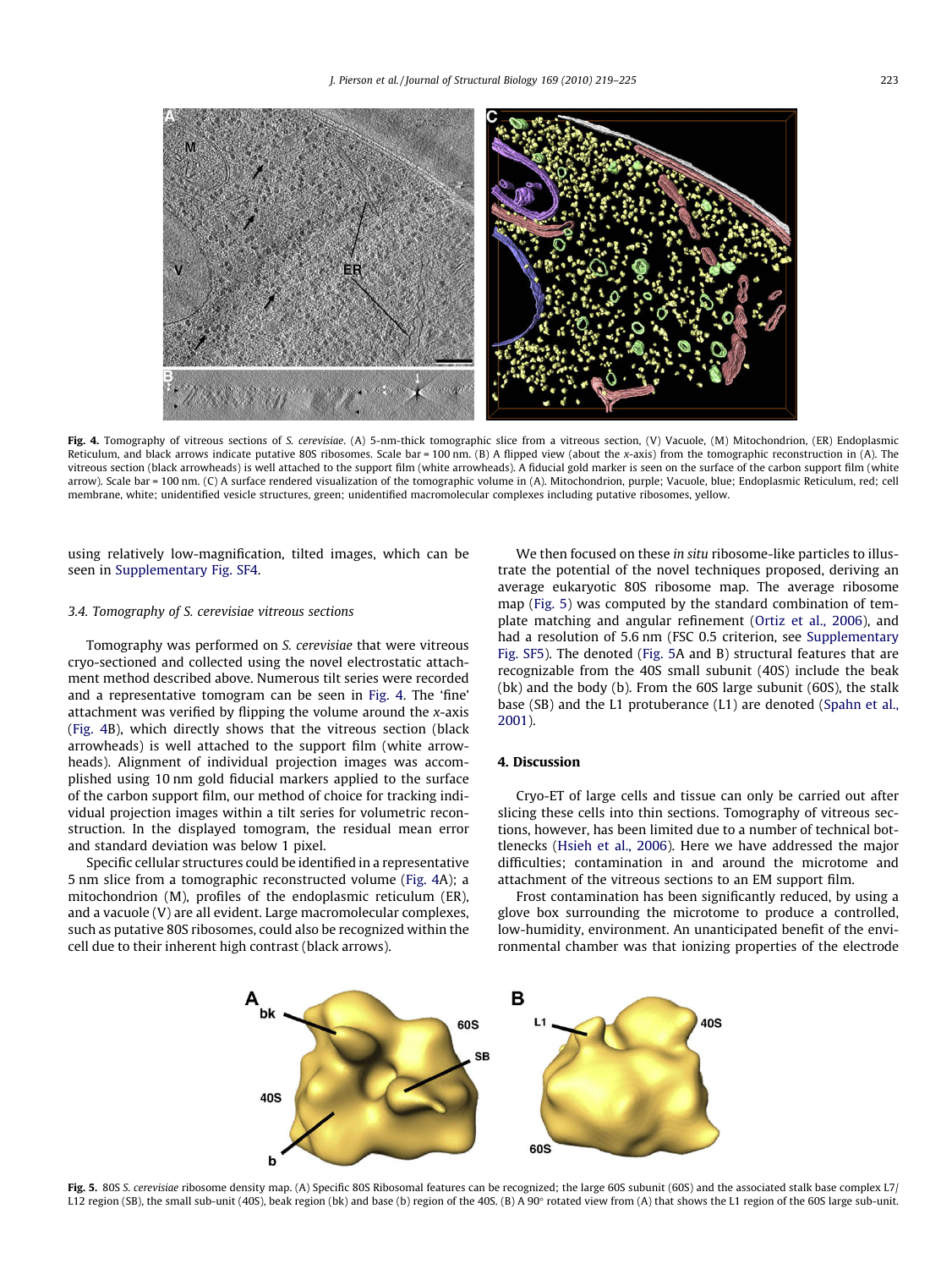Fig. 4. Tomography of vitreous sections of *S. cerevisiae*. (A) 5-nm-thick tomographic slice from a vitreous section, (V) Vacuole, (M) Mitochondrion, (ER) Endoplasmic Reticulum, and black arrows indicate putative 80S ribosomes. Scale bar = 100 nm. (B) A flipped view (about the *x*-axis) from the tomographic reconstruction in (A). The vitreous section (black arrowheads) is well attached to the support film (white arrowheads). A fiducial gold marker is seen on the surface of the carbon support film (white arrow). Scale bar = 100 nm. (C) A surface rendered visualization of the tomographic volume in (A). Mitochondrion, purple; Vacuole, blue; Endoplasmic Reticulum, red; cell membrane, white; unidentified vesicle structures, green; unidentified macromolecular complexes including putative ribosomes, yellow.

using relatively low-magnification, tilted images, which can be seen in Supplementary Fig. SF4.

### 3.4. Tomography of S. cerevisiae vitreous sections

Tomography was performed on *S. cerevisiae* that were vitreous cryo-sectioned and collected using the novel electrostatic attachment method described above. Numerous tilt series were recorded and a representative tomogram can be seen in Fig. 4. The 'fine' attachment was verified by flipping the volume around the *x*-axis (Fig. 4B), which directly shows that the vitreous section (black arrowheads) is well attached to the support film (white arrowheads). Alignment of individual projection images was accomplished using 10 nm gold fiducial markers applied to the surface of the carbon support film, our method of choice for tracking individual projection images within a tilt series for volumetric reconstruction. In the displayed tomogram, the residual mean error and standard deviation was below 1 pixel.

Specific cellular structures could be identified in a representative 5 nm slice from a tomographic reconstructed volume (Fig. 4A); a mitochondrion (M), profiles of the endoplasmic reticulum (ER), and a vacuole (V) are all evident. Large macromolecular complexes, such as putative 80S ribosomes, could also be recognized within the cell due to their inherent high contrast (black arrows).

We then focused on these *in situ* ribosome-like particles to illustrate the potential of the novel techniques proposed, deriving an average eukaryotic 80S ribosome map. The average ribosome map (Fig. 5) was computed by the standard combination of template matching and angular refinement (Ortiz et al., 2006), and had a resolution of 5.6 nm (FSC 0.5 criterion, see Supplementary Fig. SF5). The denoted (Fig. 5A and B) structural features that are recognizable from the 40S small subunit (40S) include the beak (bk) and the body (b). From the 60S large subunit (60S), the stalk base (SB) and the L1 protuberance (L1) are denoted (Spahn et al., 2001).

## 4. Discussion

Cryo-ET of large cells and tissue can only be carried out after slicing these cells into thin sections. Tomography of vitreous sections, however, has been limited due to a number of technical bottlenecks (Hsieh et al., 2006). Here we have addressed the major difficulties; contamination in and around the microtome and attachment of the vitreous sections to an EM support film.

Frost contamination has been significantly reduced, by using a glove box surrounding the microtome to produce a controlled, low-humidity, environment. An unanticipated benefit of the environmental chamber was that ionizing properties of the electrode

Fig. 5. 80S *S. cerevisiae* ribosome density map. (A) Specific 80S Ribosomal features can be recognized; the large 60S subunit (60S) and the associated stalk base complex L7/L12 region (SB), the small sub-unit (40S), beak region (bk) and base (b) region of the 40S. (B) A 90° rotated view from (A) that shows the L1 region of the 60S large sub-unit.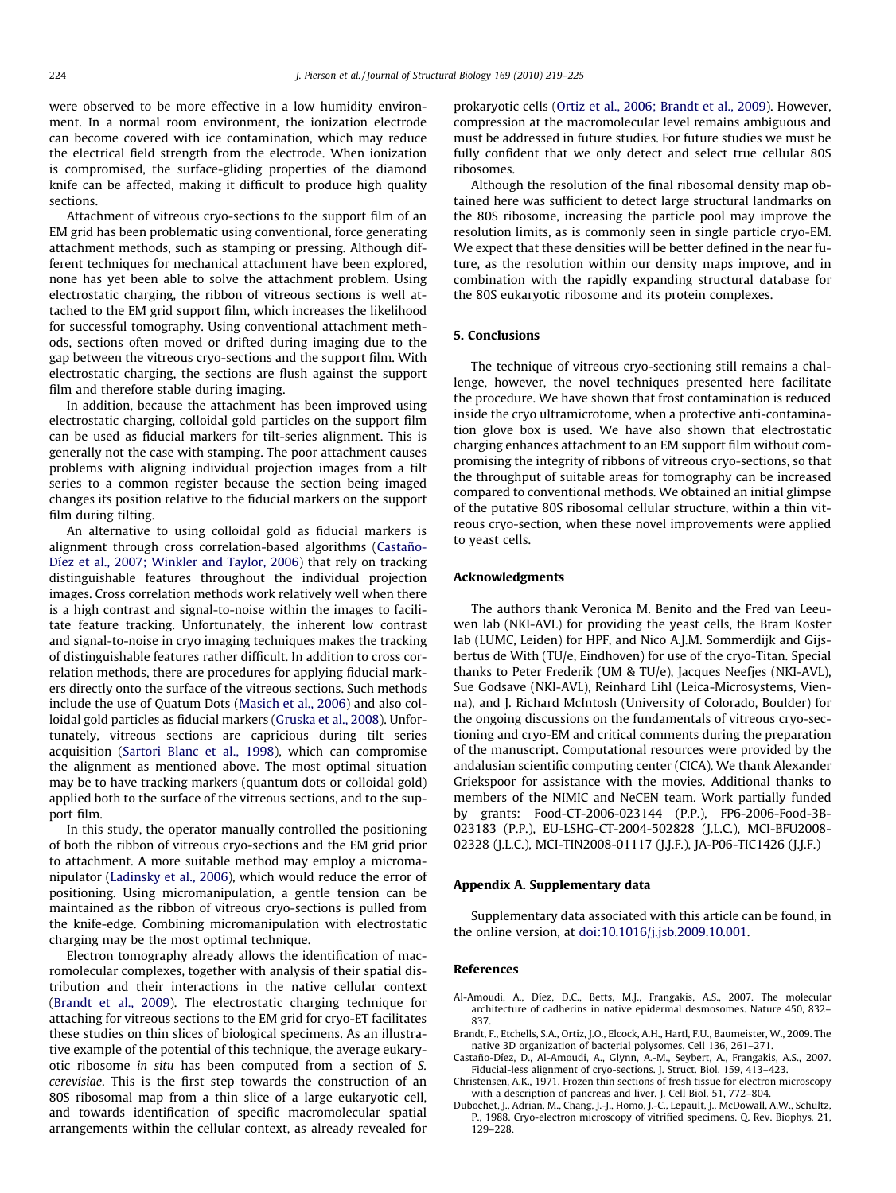were observed to be more effective in a low humidity environment. In a normal room environment, the ionization electrode can become covered with ice contamination, which may reduce the electrical field strength from the electrode. When ionization is compromised, the surface-gliding properties of the diamond knife can be affected, making it difficult to produce high quality sections.

Attachment of vitreous cryo-sections to the support film of an EM grid has been problematic using conventional, force generating attachment methods, such as stamping or pressing. Although different techniques for mechanical attachment have been explored, none has yet been able to solve the attachment problem. Using electrostatic charging, the ribbon of vitreous sections is well attached to the EM grid support film, which increases the likelihood for successful tomography. Using conventional attachment methods, sections often moved or drifted during imaging due to the gap between the vitreous cryo-sections and the support film. With electrostatic charging, the sections are flush against the support film and therefore stable during imaging.

In addition, because the attachment has been improved using electrostatic charging, colloidal gold particles on the support film can be used as fiducial markers for tilt-series alignment. This is generally not the case with stamping. The poor attachment causes problems with aligning individual projection images from a tilt series to a common register because the section being imaged changes its position relative to the fiducial markers on the support film during tilting.

An alternative to using colloidal gold as fiducial markers is alignment through cross correlation-based algorithms (Castaño-Díez et al., 2007; Winkler and Taylor, 2006) that rely on tracking distinguishable features throughout the individual projection images. Cross correlation methods work relatively well when there is a high contrast and signal-to-noise within the images to facilitate feature tracking. Unfortunately, the inherent low contrast and signal-to-noise in cryo imaging techniques makes the tracking of distinguishable features rather difficult. In addition to cross correlation methods, there are procedures for applying fiducial markers directly onto the surface of the vitreous sections. Such methods include the use of Quatum Dots (Masich et al., 2006) and also colloidal gold particles as fiducial markers (Gruska et al., 2008). Unfortunately, vitreous sections are capricious during tilt series acquisition (Sartori Blanc et al., 1998), which can compromise the alignment as mentioned above. The most optimal situation may be to have tracking markers (quantum dots or colloidal gold) applied both to the surface of the vitreous sections, and to the support film.

In this study, the operator manually controlled the positioning of both the ribbon of vitreous cryo-sections and the EM grid prior to attachment. A more suitable method may employ a micromanipulator (Ladinsky et al., 2006), which would reduce the error of positioning. Using micromanipulation, a gentle tension can be maintained as the ribbon of vitreous cryo-sections is pulled from the knife-edge. Combining micromanipulation with electrostatic charging may be the most optimal technique.

Electron tomography already allows the identification of macromolecular complexes, together with analysis of their spatial distribution and their interactions in the native cellular context (Brandt et al., 2009). The electrostatic charging technique for attaching for vitreous sections to the EM grid for cryo-ET facilitates these studies on thin slices of biological specimens. As an illustrative example of the potential of this technique, the average eukaryotic ribosome *in situ* has been computed from a section of *S. cerevisiae*. This is the first step towards the construction of an 80S ribosomal map from a thin slice of a large eukaryotic cell, and towards identification of specific macromolecular spatial arrangements within the cellular context, as already revealed for prokaryotic cells (Ortiz et al., 2006; Brandt et al., 2009). However, compression at the macromolecular level remains ambiguous and must be addressed in future studies. For future studies we must be fully confident that we only detect and select true cellular 80S ribosomes.

Although the resolution of the final ribosomal density map obtained here was sufficient to detect large structural landmarks on the 80S ribosome, increasing the particle pool may improve the resolution limits, as is commonly seen in single particle cryo-EM. We expect that these densities will be better defined in the near future, as the resolution within our density maps improve, and in combination with the rapidly expanding structural database for the 80S eukaryotic ribosome and its protein complexes.

## 5. Conclusions

The technique of vitreous cryo-sectioning still remains a challenge, however, the novel techniques presented here facilitate the procedure. We have shown that frost contamination is reduced inside the cryo ultramicrotome, when a protective anti-contamination glove box is used. We have also shown that electrostatic charging enhances attachment to an EM support film without compromising the integrity of ribbons of vitreous cryo-sections, so that the throughput of suitable areas for tomography can be increased compared to conventional methods. We obtained an initial glimpse of the putative 80S ribosomal cellular structure, within a thin vitreous cryo-section, when these novel improvements were applied to yeast cells.

## Acknowledgments

The authors thank Veronica M. Benito and the Fred van Leeuwen lab (NKI-AVL) for providing the yeast cells, the Bram Koster lab (LUMC, Leiden) for HPF, and Nico A.J.M. Sommerdijk and Gijsbertus de With (TU/e, Eindhoven) for use of the cryo-Titan. Special thanks to Peter Frederik (UM & TU/e), Jacques Neefjes (NKI-AVL), Sue Godsave (NKI-AVL), Reinhard Lihl (Leica-Microsystems, Vienna), and J. Richard McIntosh (University of Colorado, Boulder) for the ongoing discussions on the fundamentals of vitreous cryo-sectioning and cryo-EM and critical comments during the preparation of the manuscript. Computational resources were provided by the andalusian scientific computing center (CICA). We thank Alexander Griekspoor for assistance with the movies. Additional thanks to members of the NIMIC and NeCEN team. Work partially funded by grants: Food-CT-2006-023144 (P.P.), FP6-2006-Food-3B-023183 (P.P.), EU-LSHG-CT-2004-502828 (J.L.C.), MCI-BFU2008-02328 (J.L.C.), MCI-TIN2008-01117 (J.J.F.), JA-P06-TIC1426 (J.J.F.)

## Appendix A. Supplementary data

Supplementary data associated with this article can be found, in the online version, at doi:10.1016/j.jsb.2009.10.001.

## References

Al-Amoudi, A., Díez, D.C., Betts, M.J., Frangakis, A.S., 2007. The molecular architecture of cadherins in native epidermal desmosomes. Nature 450, 832–837.

Brandt, F., Etchells, S.A., Ortiz, J.O., Elcock, A.H., Hartl, F.U., Baumeister, W., 2009. The native 3D organization of bacterial polysomes. Cell 136, 261–271.

Castaño-Díez, D., Al-Amoudi, A., Glynn, A.-M., Seybert, A., Frangakis, A.S., 2007. Fiducial-less alignment of cryo-sections. J. Struct. Biol. 159, 413–423.

Christensen, A.K., 1971. Frozen thin sections of fresh tissue for electron microscopy with a description of pancreas and liver. J. Cell Biol. 51, 772–804.

Dubochet, J., Adrian, M., Chang, J.-J., Homo, J.-C., Lepault, J., McDowall, A.W., Schultz, P., 1988. Cryo-electron microscopy of vitrified specimens. Q. Rev. Biophys. 21, 129–228.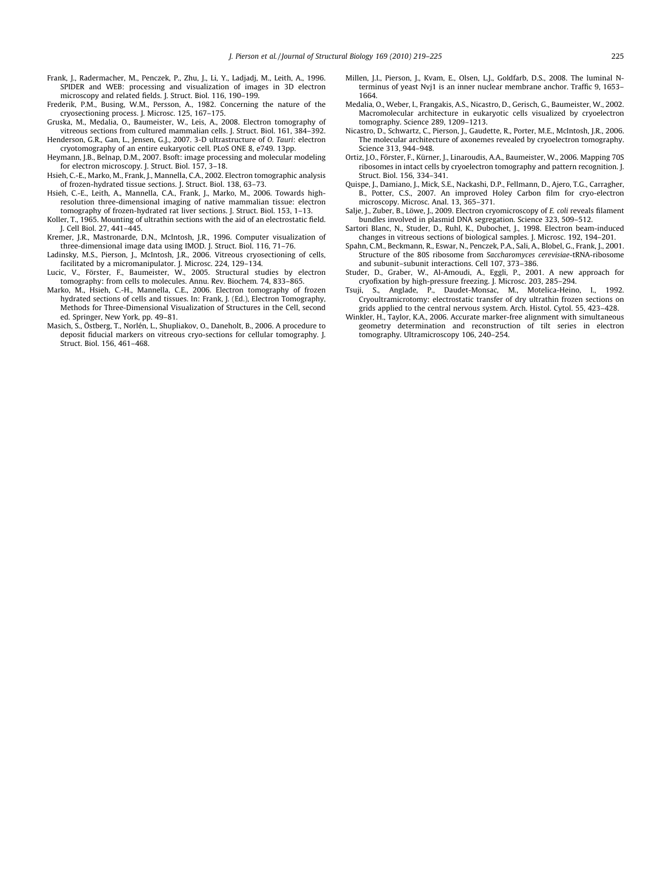Frank, J., Radermacher, M., Penczek, P., Zhu, J., Li, Y., Ladjadj, M., Leith, A., 1996. SPIDER and WEB: processing and visualization of images in 3D electron microscopy and related fields. J. Struct. Biol. 116, 190–199.

Frederik, P.M., Busing, W.M., Persson, A., 1982. Concerning the nature of the cryosectioning process. J. Microsc. 125, 167–175.

Gruska, M., Medalia, O., Baumeister, W., Leis, A., 2008. Electron tomography of vitreous sections from cultured mammalian cells. J. Struct. Biol. 161, 384–392.

Henderson, G.R., Gan, L., Jensen, G.J., 2007. 3-D ultrastructure of *O. Tauri*: electron cryotomography of an entire eukaryotic cell. PLoS ONE 8, e749. 13pp.

Heymann, J.B., Belnap, D.M., 2007. Bsoft: image processing and molecular modeling for electron microscopy. J. Struct. Biol. 157, 3–18.

Hsieh, C.-E., Marko, M., Frank, J., Mannella, C.A., 2002. Electron tomographic analysis of frozen-hydrated tissue sections. J. Struct. Biol. 138, 63–73.

Hsieh, C.-E., Leith, A., Mannella, C.A., Frank, J., Marko, M., 2006. Towards high-resolution three-dimensional imaging of native mammalian tissue: electron tomography of frozen-hydrated rat liver sections. J. Struct. Biol. 153, 1–13.

Koller, T., 1965. Mounting of ultrathin sections with the aid of an electrostatic field. J. Cell Biol. 27, 441–445.

Kremer, J.R., Mastronarde, D.N., McIntosh, J.R., 1996. Computer visualization of three-dimensional image data using IMOD. J. Struct. Biol. 116, 71–76.

Ladinsky, M.S., Pierson, J., McIntosh, J.R., 2006. Vitreous cryosectioning of cells, facilitated by a micromanipulator. J. Microsc. 224, 129–134.

Lucic, V., Förster, F., Baumeister, W., 2005. Structural studies by electron tomography: from cells to molecules. Annu. Rev. Biochem. 74, 833–865.

Marko, M., Hsieh, C.-H., Mannella, C.E., 2006. Electron tomography of frozen hydrated sections of cells and tissues. In: Frank, J. (Ed.), Electron Tomography, Methods for Three-Dimensional Visualization of Structures in the Cell, second ed. Springer, New York, pp. 49–81.

Masich, S., Östberg, T., Norlén, L., Shupliakov, O., Daneholt, B., 2006. A procedure to deposit fiducial markers on vitreous cryo-sections for cellular tomography. J. Struct. Biol. 156, 461–468.

Millen, J.I., Pierson, J., Kvam, E., Olsen, L.J., Goldfarb, D.S., 2008. The luminal N-terminus of yeast Nvj1 is an inner nuclear membrane anchor. Traffic 9, 1653–1664.

Medalia, O., Weber, I., Frangakis, A.S., Nicastro, D., Gerisch, G., Baumeister, W., 2002. Macromolecular architecture in eukaryotic cells visualized by cryoelectron tomography. Science 289, 1209–1213.

Nicastro, D., Schwartz, C., Pierson, J., Gaudette, R., Porter, M.E., McIntosh, J.R., 2006. The molecular architecture of axonemes revealed by cryoelectron tomography. Science 313, 944–948.

Ortiz, J.O., Förster, F., Kürner, J., Linaroudis, A.A., Baumeister, W., 2006. Mapping 70S ribosomes in intact cells by cryoelectron tomography and pattern recognition. J. Struct. Biol. 156, 334–341.

Quispe, J., Damiano, J., Mick, S.E., Nackashi, D.P., Fellmann, D., Ajero, T.G., Carragher, B., Potter, C.S., 2007. An improved Holey Carbon film for cryo-electron microscopy. Microsc. Anal. 13, 365–371.

Salje, J., Zuber, B., Löwe, J., 2009. Electron cryomicroscopy of *E. coli* reveals filament bundles involved in plasmid DNA segregation. Science 323, 509–512.

Sartori Blanc, N., Studer, D., Ruhl, K., Dubochet, J., 1998. Electron beam-induced changes in vitreous sections of biological samples. J. Microsc. 192, 194–201.

Spahn, C.M., Beckmann, R., Eswar, N., Penczek, P.A., Sali, A., Blobel, G., Frank, J., 2001. Structure of the 80S ribosome from *Saccharomyces cerevisiae*-tRNA-ribosome and subunit–subunit interactions. Cell 107, 373–386.

Studer, D., Graber, W., Al-Amoudi, A., Eggli, P., 2001. A new approach for cryofixation by high-pressure freezing. J. Microsc. 203, 285–294.

Tsuji, S., Anglade, P., Daudet-Monsac, M., Motelica-Heino, I., 1992. Cryoultramicrotomy: electrostatic transfer of dry ultrathin frozen sections on grids applied to the central nervous system. Arch. Histol. Cytol. 55, 423–428.

Winkler, H., Taylor, K.A., 2006. Accurate marker-free alignment with simultaneous geometry determination and reconstruction of tilt series in electron tomography. Ultramicroscopy 106, 240–254.